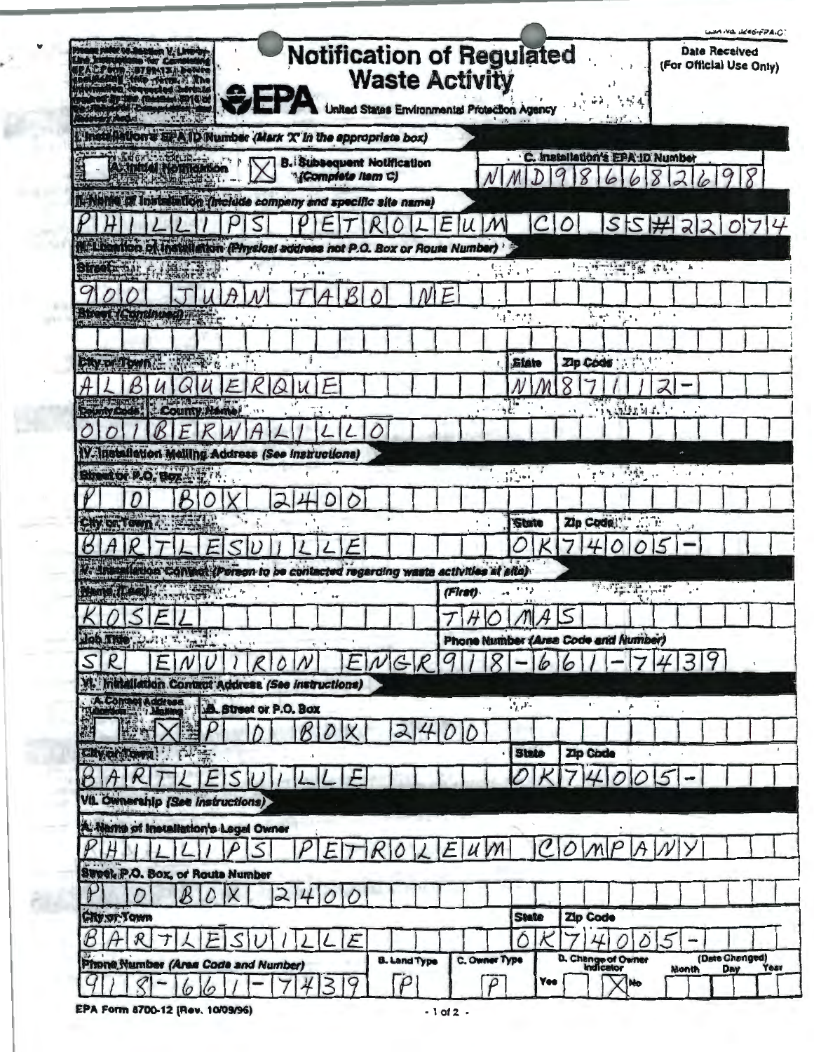Please refer to the Instructions for Filing Notification before completing this form. The information requested here is required by law (Section 3010 of the Resource Conservation and Recovery Act).

# Notification of Regulated Waste Activity

**EPA** United States Environmental Protection Agency

**Date Received**
(For Official Use Only)

## I. Installation's EPA ID Number (Mark 'X' in the appropriate box)

- [ ] A. Initial Notification
- [X] B. Subsequent Notification (Complete Item C)

C. Installation's EPA ID Number: NMD986682698

## II. Name of Installation (Include company and specific site name)

PHILLIPS PETROLEUM CO SS#22074

## III. Location of Installation (Physical address not P.O. Box or Route Number)

Street: 900 JUAN TABO NE

Street (Continued):

City or Town: ALBUQUERQUE | State: NM | Zip Code: 87112-

County Code: 001 | County Name: BERNALILLO

## IV. Installation Mailing Address (See Instructions)

Street or P.O. Box: P O BOX 2400

City or Town: BARTLESVILLE | State: OK | Zip Code: 74005-

## V. Installation Contact (Person to be contacted regarding waste activities at site)

Name (Last): KOSEL | (First): THOMAS

Job Title: SR ENVIRON ENGR | Phone Number (Area Code and Number): 918-661-7439

## VI. Installation Contact Address (See Instructions)

A. Contact Address: [ ] Location [X] Mailing

B. Street or P.O. Box: P O BOX 2400

City or Town: BARTLESVILLE | State: OK | Zip Code: 74005-

## VII. Ownership (See Instructions)

A. Name of Installation's Legal Owner: PHILLIPS PETROLEUM COMPANY

Street, P.O. Box, or Route Number: P O BOX 2400

City or Town: BARTLESVILLE | State: OK | Zip Code: 74005-

| Phone Number (Area Code and Number) | B. Land Type | C. Owner Type | D. Change of Owner Indicator | (Date Changed) Month Day Year |
|---|---|---|---|---|
| 918-661-7439 | P | P | Yes [ ] No [X] | |

EPA Form 8700-12 (Rev. 10/09/96)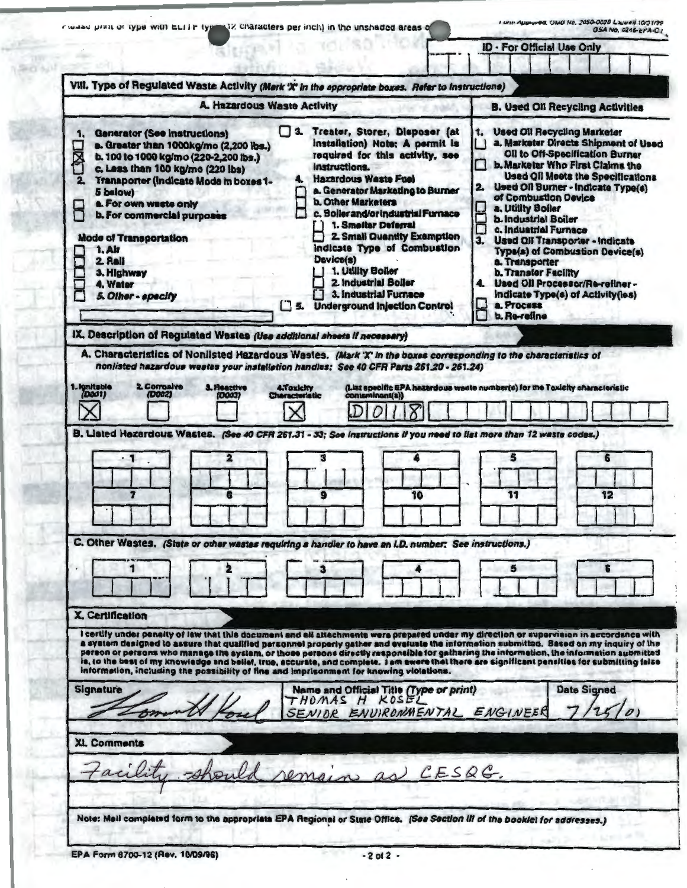Please print or type with ELITE type (12 characters per inch) in the unshaded areas only

Form Approved. OMB No. 2050-0028 Expires 10/31/99
GSA No. 0246-EPA-OT

ID - For Official Use Only

## VIII. Type of Regulated Waste Activity *(Mark 'X' in the appropriate boxes. Refer to Instructions)*

### A. Hazardous Waste Activity

1. **Generator (See Instructions)**
   - ☐ a. Greater than 1000kg/mo (2,200 lbs.)
   - ☒ b. 100 to 1000 kg/mo (220-2,200 lbs.)
   - ☐ c. Less than 100 kg/mo (220 lbs)
2. **Transporter (Indicate Mode in boxes 1-5 below)**
   - ☐ a. For own waste only
   - ☐ b. For commercial purposes

**Mode of Transportation**
- ☐ 1. Air
- ☐ 2. Rail
- ☐ 3. Highway
- ☐ 4. Water
- ☐ 5. Other - specify

☐ 3. **Treater, Storer, Disposer (at installation) Note: A permit is required for this activity, see instructions.**

4. **Hazardous Waste Fuel**
   - ☐ a. Generator Marketing to Burner
   - ☐ b. Other Marketers
   - ☐ c. Boiler and/or Industrial Furnace
     - ☐ 1. Smelter Deferral
     - ☐ 2. Small Quantity Exemption

   Indicate Type of Combustion Device(s)
   - ☐ 1. Utility Boiler
   - ☐ 2. Industrial Boiler
   - ☐ 3. Industrial Furnace

☐ 5. **Underground Injection Control**

### B. Used Oil Recycling Activities

1. **Used Oil Recycling Marketer**
   - ☐ a. Marketer Directs Shipment of Used Oil to Off-Specification Burner
   - ☐ b. Marketer Who First Claims the Used Oil Meets the Specifications
2. **Used Oil Burner - Indicate Type(s) of Combustion Device**
   - ☐ a. Utility Boiler
   - ☐ b. Industrial Boiler
   - ☐ c. Industrial Furnace
3. **Used Oil Transporter - Indicate Type(s) of Combustion Device(s)**
   - a. Transporter
   - b. Transfer Facility
4. **Used Oil Processor/Re-refiner - Indicate Type(s) of Activity(ies)**
   - ☐ a. Process
   - ☐ b. Re-refine

## IX. Description of Regulated Wastes *(Use additional sheets if necessary)*

**A. Characteristics of Nonlisted Hazardous Wastes.** *(Mark 'X' in the boxes corresponding to the characteristics of nonlisted hazardous wastes your installation handles; See 40 CFR Parts 261.20 - 261.24)*

| 1. Ignitable (D001) | 2. Corrosive (D002) | 3. Reactive (D003) | 4. Toxicity Characteristic | (List specific EPA hazardous waste number(s) for the Toxicity characteristic contaminant(s)) |
|---|---|---|---|---|
| ☒ | ☐ | ☐ | ☒ | D018 |

**B. Listed Hazardous Wastes.** *(See 40 CFR 261.31 - 33; See instructions if you need to list more than 12 waste codes.)*

| 1 | 2 | 3 | 4 | 5 | 6 |
|---|---|---|---|---|---|
| | | | | | |
| **7** | **8** | **9** | **10** | **11** | **12** |
| | | | | | |

**C. Other Wastes.** *(State or other wastes requiring a handler to have an I.D. number; See instructions.)*

| 1 | 2 | 3 | 4 | 5 | 6 |
|---|---|---|---|---|---|
| | | | | | |

## X. Certification

I certify under penalty of law that this document and all attachments were prepared under my direction or supervision in accordance with a system designed to assure that qualified personnel properly gather and evaluate the information submitted. Based on my inquiry of the person or persons who manage the system, or those persons directly responsible for gathering the information, the information submitted is, to the best of my knowledge and belief, true, accurate, and complete. I am aware that there are significant penalties for submitting false information, including the possibility of fine and imprisonment for knowing violations.

| Signature | Name and Official Title (Type or print) | Date Signed |
|---|---|---|
| Thomas H Kosel | THOMAS H KOSEL<br>SENIOR ENVIRONMENTAL ENGINEER | 7/25/01 |

## XI. Comments

Facility should remain as CESQG.

Note: Mail completed form to the appropriate EPA Regional or State Office. *(See Section III of the booklet for addresses.)*

EPA Form 8700-12 (Rev. 10/09/96)